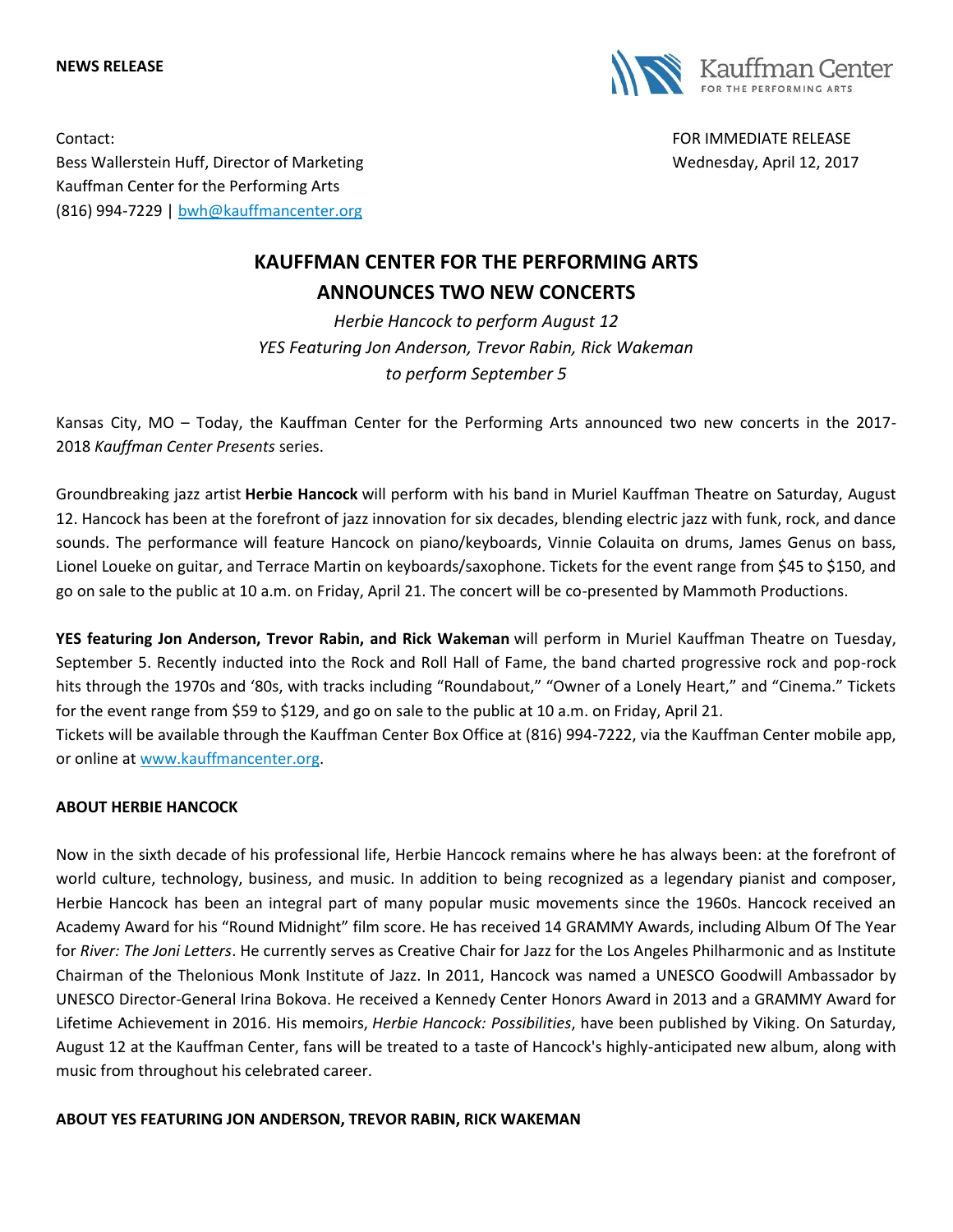**NEWS RELEASE**

Contact:
Bess Wallerstein Huff, Director of Marketing
Kauffman Center for the Performing Arts
(816) 994-7229 | bwh@kauffmancenter.org

FOR IMMEDIATE RELEASE
Wednesday, April 12, 2017

# KAUFFMAN CENTER FOR THE PERFORMING ARTS ANNOUNCES TWO NEW CONCERTS

*Herbie Hancock to perform August 12*
*YES Featuring Jon Anderson, Trevor Rabin, Rick Wakeman to perform September 5*

Kansas City, MO – Today, the Kauffman Center for the Performing Arts announced two new concerts in the 2017-2018 *Kauffman Center Presents* series.

Groundbreaking jazz artist **Herbie Hancock** will perform with his band in Muriel Kauffman Theatre on Saturday, August 12. Hancock has been at the forefront of jazz innovation for six decades, blending electric jazz with funk, rock, and dance sounds. The performance will feature Hancock on piano/keyboards, Vinnie Colauita on drums, James Genus on bass, Lionel Loueke on guitar, and Terrace Martin on keyboards/saxophone. Tickets for the event range from $45 to $150, and go on sale to the public at 10 a.m. on Friday, April 21. The concert will be co-presented by Mammoth Productions.

**YES featuring Jon Anderson, Trevor Rabin, and Rick Wakeman** will perform in Muriel Kauffman Theatre on Tuesday, September 5. Recently inducted into the Rock and Roll Hall of Fame, the band charted progressive rock and pop-rock hits through the 1970s and '80s, with tracks including "Roundabout," "Owner of a Lonely Heart," and "Cinema." Tickets for the event range from $59 to $129, and go on sale to the public at 10 a.m. on Friday, April 21.
Tickets will be available through the Kauffman Center Box Office at (816) 994-7222, via the Kauffman Center mobile app, or online at www.kauffmancenter.org.

## ABOUT HERBIE HANCOCK

Now in the sixth decade of his professional life, Herbie Hancock remains where he has always been: at the forefront of world culture, technology, business, and music. In addition to being recognized as a legendary pianist and composer, Herbie Hancock has been an integral part of many popular music movements since the 1960s. Hancock received an Academy Award for his "Round Midnight" film score. He has received 14 GRAMMY Awards, including Album Of The Year for *River: The Joni Letters*. He currently serves as Creative Chair for Jazz for the Los Angeles Philharmonic and as Institute Chairman of the Thelonious Monk Institute of Jazz. In 2011, Hancock was named a UNESCO Goodwill Ambassador by UNESCO Director-General Irina Bokova. He received a Kennedy Center Honors Award in 2013 and a GRAMMY Award for Lifetime Achievement in 2016. His memoirs, *Herbie Hancock: Possibilities*, have been published by Viking. On Saturday, August 12 at the Kauffman Center, fans will be treated to a taste of Hancock's highly-anticipated new album, along with music from throughout his celebrated career.

## ABOUT YES FEATURING JON ANDERSON, TREVOR RABIN, RICK WAKEMAN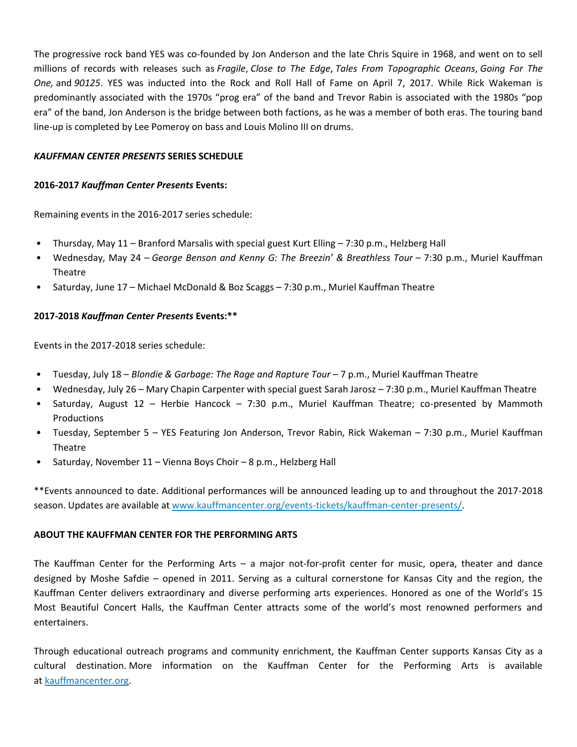The progressive rock band YES was co-founded by Jon Anderson and the late Chris Squire in 1968, and went on to sell millions of records with releases such as *Fragile*, *Close to The Edge*, *Tales From Topographic Oceans*, *Going For The One,* and *90125*. YES was inducted into the Rock and Roll Hall of Fame on April 7, 2017. While Rick Wakeman is predominantly associated with the 1970s "prog era" of the band and Trevor Rabin is associated with the 1980s "pop era" of the band, Jon Anderson is the bridge between both factions, as he was a member of both eras. The touring band line-up is completed by Lee Pomeroy on bass and Louis Molino III on drums.

***KAUFFMAN CENTER PRESENTS* SERIES SCHEDULE**

**2016-2017 *Kauffman Center Presents* Events:**

Remaining events in the 2016-2017 series schedule:

- Thursday, May 11 – Branford Marsalis with special guest Kurt Elling – 7:30 p.m., Helzberg Hall
- Wednesday, May 24 – *George Benson and Kenny G: The Breezin' & Breathless Tour* – 7:30 p.m., Muriel Kauffman Theatre
- Saturday, June 17 – Michael McDonald & Boz Scaggs – 7:30 p.m., Muriel Kauffman Theatre

**2017-2018 *Kauffman Center Presents* Events:****

Events in the 2017-2018 series schedule:

- Tuesday, July 18 – *Blondie & Garbage: The Rage and Rapture Tour* – 7 p.m., Muriel Kauffman Theatre
- Wednesday, July 26 – Mary Chapin Carpenter with special guest Sarah Jarosz – 7:30 p.m., Muriel Kauffman Theatre
- Saturday, August 12 – Herbie Hancock – 7:30 p.m., Muriel Kauffman Theatre; co-presented by Mammoth Productions
- Tuesday, September 5 – YES Featuring Jon Anderson, Trevor Rabin, Rick Wakeman – 7:30 p.m., Muriel Kauffman Theatre
- Saturday, November 11 – Vienna Boys Choir – 8 p.m., Helzberg Hall

**Events announced to date. Additional performances will be announced leading up to and throughout the 2017-2018 season. Updates are available at [www.kauffmancenter.org/events-tickets/kauffman-center-presents/](http://www.kauffmancenter.org/events-tickets/kauffman-center-presents/).

**ABOUT THE KAUFFMAN CENTER FOR THE PERFORMING ARTS**

The Kauffman Center for the Performing Arts – a major not-for-profit center for music, opera, theater and dance designed by Moshe Safdie – opened in 2011. Serving as a cultural cornerstone for Kansas City and the region, the Kauffman Center delivers extraordinary and diverse performing arts experiences. Honored as one of the World's 15 Most Beautiful Concert Halls, the Kauffman Center attracts some of the world's most renowned performers and entertainers.

Through educational outreach programs and community enrichment, the Kauffman Center supports Kansas City as a cultural destination. More information on the Kauffman Center for the Performing Arts is available at [kauffmancenter.org](http://kauffmancenter.org).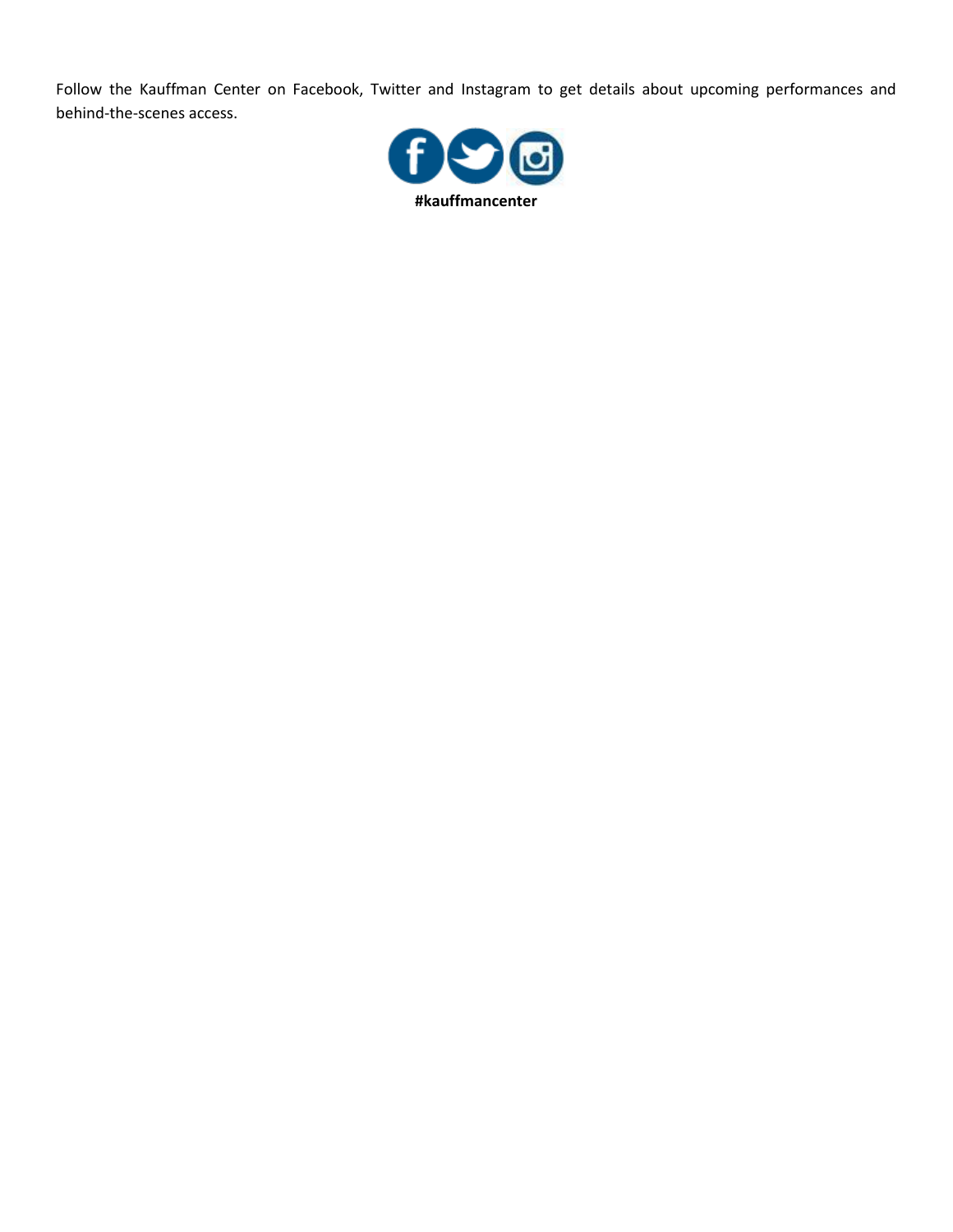Follow the Kauffman Center on Facebook, Twitter and Instagram to get details about upcoming performances and behind-the-scenes access.

**#kauffmancenter**